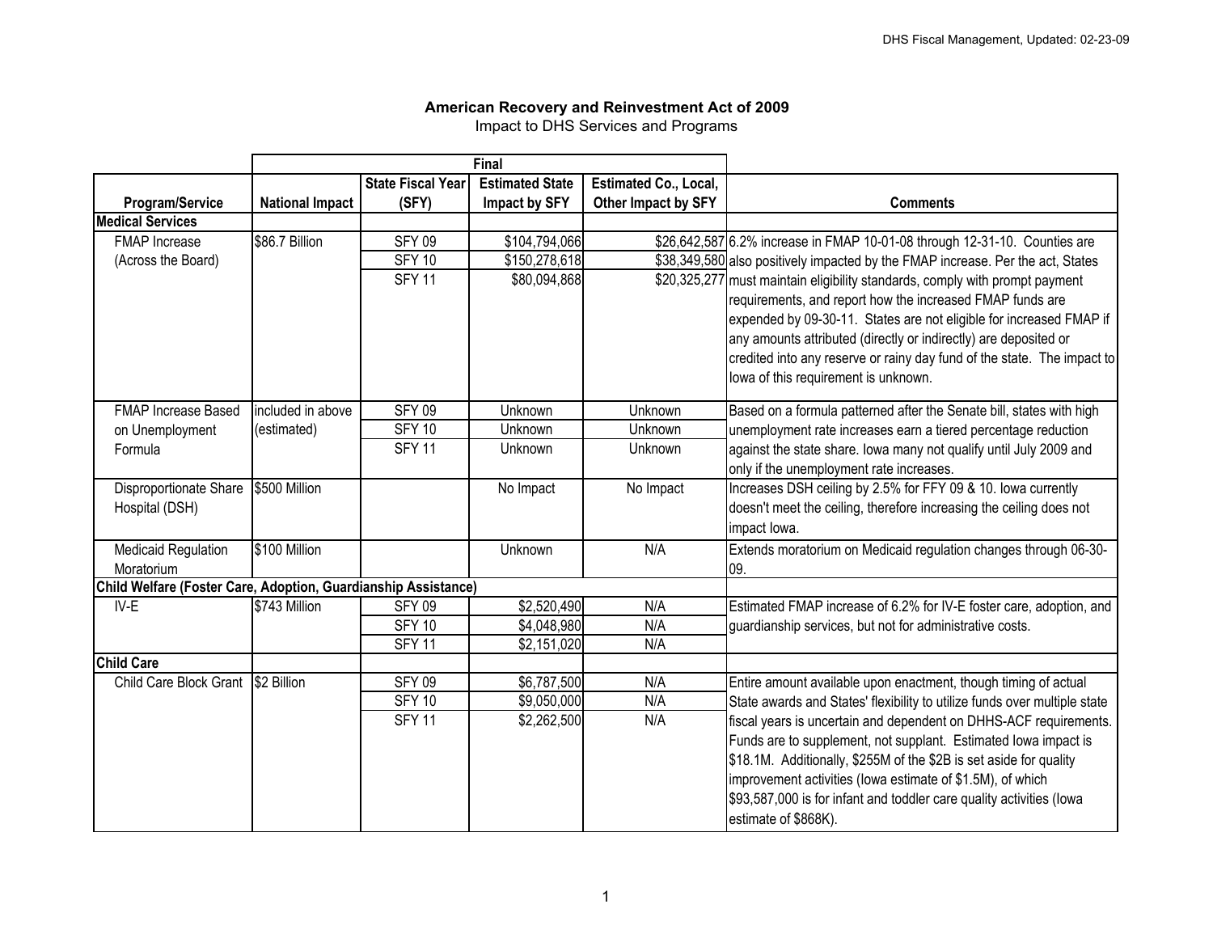# American Recovery and Reinvestment Act of 2009

Impact to DHS Services and Programs

| | Final | | | | |
|---|---|---|---|---|---|
| **Program/Service** | **National Impact** | **State Fiscal Year (SFY)** | **Estimated State Impact by SFY** | **Estimated Co., Local, Other Impact by SFY** | **Comments** |
| **Medical Services** | | | | | |
| FMAP Increase (Across the Board) | $86.7 Billion | SFY 09 | $104,794,066 | $26,642,587 | 6.2% increase in FMAP 10-01-08 through 12-31-10. Counties are also positively impacted by the FMAP increase. Per the act, States must maintain eligibility standards, comply with prompt payment requirements, and report how the increased FMAP funds are expended by 09-30-11. States are not eligible for increased FMAP if any amounts attributed (directly or indirectly) are deposited or credited into any reserve or rainy day fund of the state. The impact to Iowa of this requirement is unknown. |
| | | SFY 10 | $150,278,618 | $38,349,580 | |
| | | SFY 11 | $80,094,868 | $20,325,277 | |
| FMAP Increase Based on Unemployment Formula | included in above (estimated) | SFY 09 | Unknown | Unknown | Based on a formula patterned after the Senate bill, states with high unemployment rate increases earn a tiered percentage reduction against the state share. Iowa many not qualify until July 2009 and only if the unemployment rate increases. |
| | | SFY 10 | Unknown | Unknown | |
| | | SFY 11 | Unknown | Unknown | |
| Disproportionate Share Hospital (DSH) | $500 Million | | No Impact | No Impact | Increases DSH ceiling by 2.5% for FFY 09 & 10. Iowa currently doesn't meet the ceiling, therefore increasing the ceiling does not impact Iowa. |
| Medicaid Regulation Moratorium | $100 Million | | Unknown | N/A | Extends moratorium on Medicaid regulation changes through 06-30-09. |
| **Child Welfare (Foster Care, Adoption, Guardianship Assistance)** | | | | | |
| IV-E | $743 Million | SFY 09 | $2,520,490 | N/A | Estimated FMAP increase of 6.2% for IV-E foster care, adoption, and guardianship services, but not for administrative costs. |
| | | SFY 10 | $4,048,980 | N/A | |
| | | SFY 11 | $2,151,020 | N/A | |
| **Child Care** | | | | | |
| Child Care Block Grant | $2 Billion | SFY 09 | $6,787,500 | N/A | Entire amount available upon enactment, though timing of actual State awards and States' flexibility to utilize funds over multiple state fiscal years is uncertain and dependent on DHHS-ACF requirements. Funds are to supplement, not supplant. Estimated Iowa impact is $18.1M. Additionally, $255M of the $2B is set aside for quality improvement activities (Iowa estimate of $1.5M), of which $93,587,000 is for infant and toddler care quality activities (Iowa estimate of $868K). |
| | | SFY 10 | $9,050,000 | N/A | |
| | | SFY 11 | $2,262,500 | N/A | |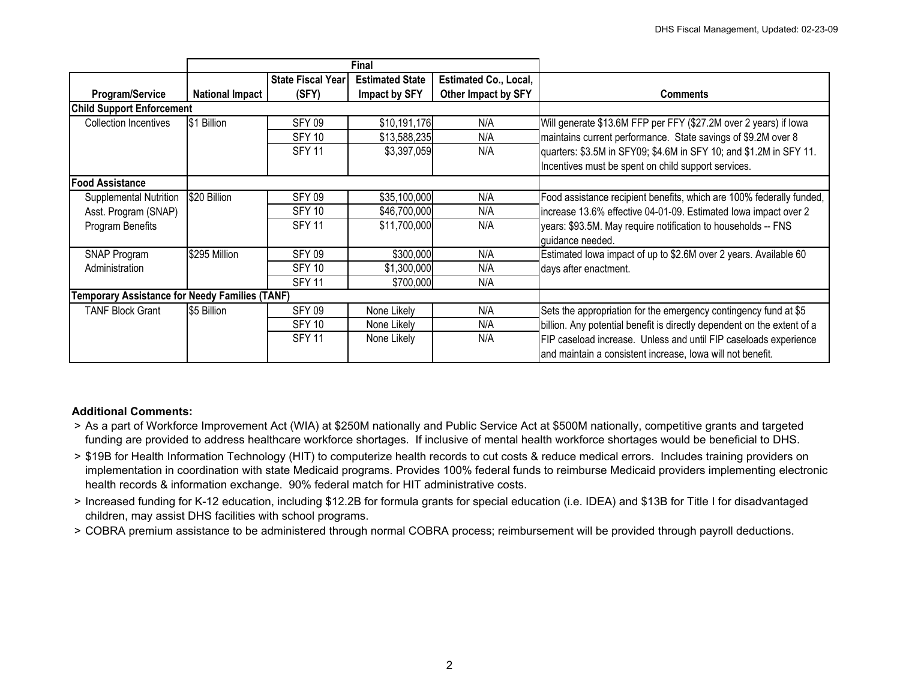| | | Final | | | |
|---|---|---|---|---|---|
| Program/Service | National Impact | State Fiscal Year (SFY) | Estimated State Impact by SFY | Estimated Co., Local, Other Impact by SFY | Comments |
| **Child Support Enforcement** | | | | | |
| Collection Incentives | $1 Billion | SFY 09 | $10,191,176 | N/A | Will generate $13.6M FFP per FFY ($27.2M over 2 years) if Iowa maintains current performance. State savings of $9.2M over 8 quarters: $3.5M in SFY09; $4.6M in SFY 10; and $1.2M in SFY 11. Incentives must be spent on child support services. |
| | | SFY 10 | $13,588,235 | N/A | |
| | | SFY 11 | $3,397,059 | N/A | |
| **Food Assistance** | | | | | |
| Supplemental Nutrition Asst. Program (SNAP) Program Benefits | $20 Billion | SFY 09 | $35,100,000 | N/A | Food assistance recipient benefits, which are 100% federally funded, increase 13.6% effective 04-01-09. Estimated Iowa impact over 2 years: $93.5M. May require notification to households -- FNS guidance needed. |
| | | SFY 10 | $46,700,000 | N/A | |
| | | SFY 11 | $11,700,000 | N/A | |
| SNAP Program Administration | $295 Million | SFY 09 | $300,000 | N/A | Estimated Iowa impact of up to $2.6M over 2 years. Available 60 days after enactment. |
| | | SFY 10 | $1,300,000 | N/A | |
| | | SFY 11 | $700,000 | N/A | |
| **Temporary Assistance for Needy Families (TANF)** | | | | | |
| TANF Block Grant | $5 Billion | SFY 09 | None Likely | N/A | Sets the appropriation for the emergency contingency fund at $5 billion. Any potential benefit is directly dependent on the extent of a FIP caseload increase. Unless and until FIP caseloads experience and maintain a consistent increase, Iowa will not benefit. |
| | | SFY 10 | None Likely | N/A | |
| | | SFY 11 | None Likely | N/A | |

**Additional Comments:**

> As a part of Workforce Improvement Act (WIA) at $250M nationally and Public Service Act at $500M nationally, competitive grants and targeted funding are provided to address healthcare workforce shortages. If inclusive of mental health workforce shortages would be beneficial to DHS.

> $19B for Health Information Technology (HIT) to computerize health records to cut costs & reduce medical errors. Includes training providers on implementation in coordination with state Medicaid programs. Provides 100% federal funds to reimburse Medicaid providers implementing electronic health records & information exchange. 90% federal match for HIT administrative costs.

> Increased funding for K-12 education, including $12.2B for formula grants for special education (i.e. IDEA) and $13B for Title I for disadvantaged children, may assist DHS facilities with school programs.

> COBRA premium assistance to be administered through normal COBRA process; reimbursement will be provided through payroll deductions.